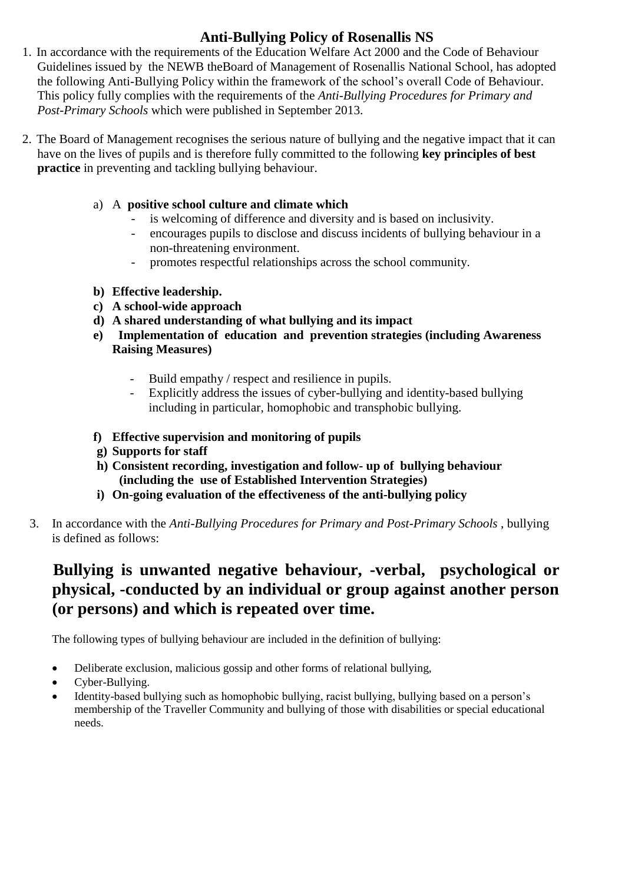# Anti-Bullying Policy of Rosenallis NS

1. In accordance with the requirements of the Education Welfare Act 2000 and the Code of Behaviour Guidelines issued by the NEWB theBoard of Management of Rosenallis National School, has adopted the following Anti-Bullying Policy within the framework of the school's overall Code of Behaviour. This policy fully complies with the requirements of the *Anti-Bullying Procedures for Primary and Post-Primary Schools* which were published in September 2013.

2. The Board of Management recognises the serious nature of bullying and the negative impact that it can have on the lives of pupils and is therefore fully committed to the following **key principles of best practice** in preventing and tackling bullying behaviour.

   a) A **positive school culture and climate which**
      - is welcoming of difference and diversity and is based on inclusivity.
      - encourages pupils to disclose and discuss incidents of bullying behaviour in a non-threatening environment.
      - promotes respectful relationships across the school community.

   **b) Effective leadership.**

   **c) A school-wide approach**

   **d) A shared understanding of what bullying and its impact**

   **e) Implementation of education and prevention strategies (including Awareness Raising Measures)**
      - Build empathy / respect and resilience in pupils.
      - Explicitly address the issues of cyber-bullying and identity-based bullying including in particular, homophobic and transphobic bullying.

   **f) Effective supervision and monitoring of pupils**

   **g) Supports for staff**

   **h) Consistent recording, investigation and follow- up of bullying behaviour (including the use of Established Intervention Strategies)**

   **i) On-going evaluation of the effectiveness of the anti-bullying policy**

3. In accordance with the *Anti-Bullying Procedures for Primary and Post-Primary Schools* , bullying is defined as follows:

   **Bullying is unwanted negative behaviour, -verbal, psychological or physical, -conducted by an individual or group against another person (or persons) and which is repeated over time.**

   The following types of bullying behaviour are included in the definition of bullying:

   - Deliberate exclusion, malicious gossip and other forms of relational bullying,
   - Cyber-Bullying.
   - Identity-based bullying such as homophobic bullying, racist bullying, bullying based on a person's membership of the Traveller Community and bullying of those with disabilities or special educational needs.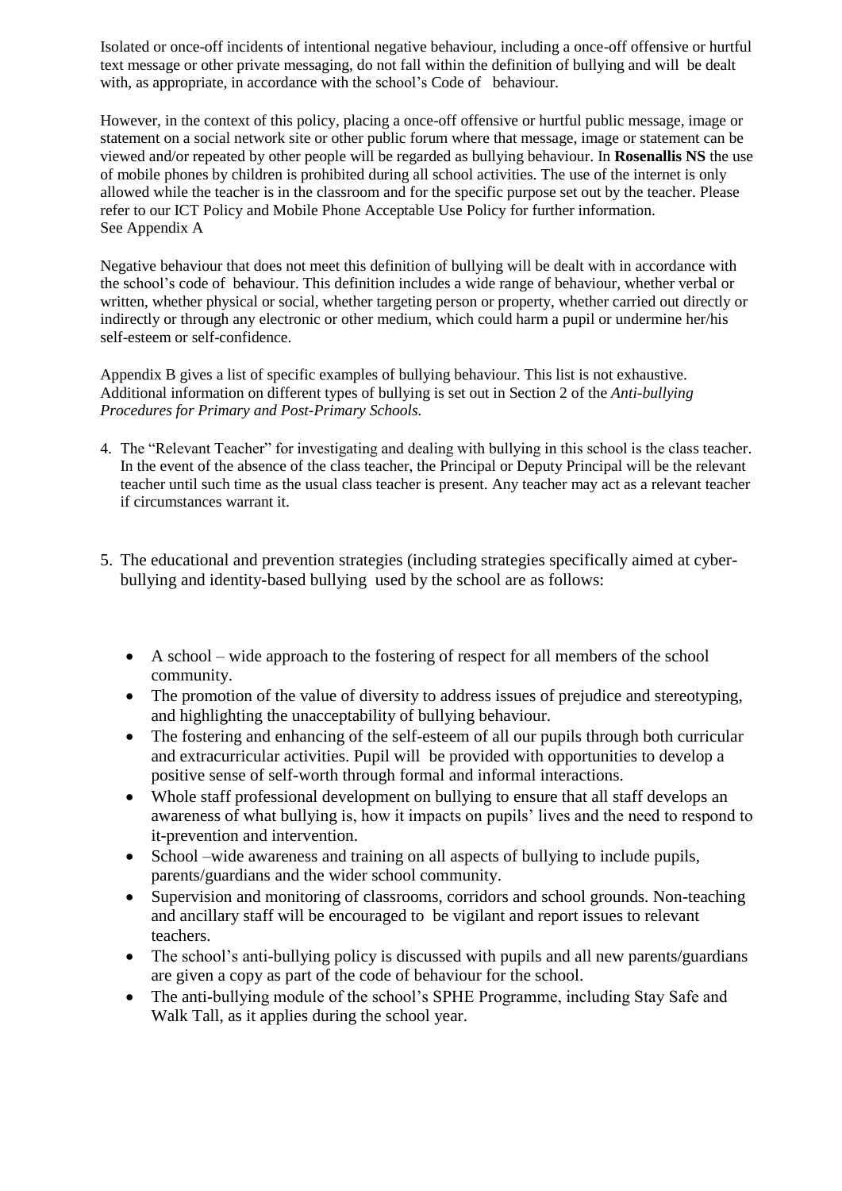Isolated or once-off incidents of intentional negative behaviour, including a once-off offensive or hurtful text message or other private messaging, do not fall within the definition of bullying and will be dealt with, as appropriate, in accordance with the school's Code of behaviour.

However, in the context of this policy, placing a once-off offensive or hurtful public message, image or statement on a social network site or other public forum where that message, image or statement can be viewed and/or repeated by other people will be regarded as bullying behaviour. In **Rosenallis NS** the use of mobile phones by children is prohibited during all school activities. The use of the internet is only allowed while the teacher is in the classroom and for the specific purpose set out by the teacher. Please refer to our ICT Policy and Mobile Phone Acceptable Use Policy for further information.
See Appendix A

Negative behaviour that does not meet this definition of bullying will be dealt with in accordance with the school's code of behaviour. This definition includes a wide range of behaviour, whether verbal or written, whether physical or social, whether targeting person or property, whether carried out directly or indirectly or through any electronic or other medium, which could harm a pupil or undermine her/his self-esteem or self-confidence.

Appendix B gives a list of specific examples of bullying behaviour. This list is not exhaustive. Additional information on different types of bullying is set out in Section 2 of the *Anti-bullying Procedures for Primary and Post-Primary Schools.*

4. The "Relevant Teacher" for investigating and dealing with bullying in this school is the class teacher. In the event of the absence of the class teacher, the Principal or Deputy Principal will be the relevant teacher until such time as the usual class teacher is present. Any teacher may act as a relevant teacher if circumstances warrant it.

5. The educational and prevention strategies (including strategies specifically aimed at cyber-bullying and identity-based bullying used by the school are as follows:

- A school – wide approach to the fostering of respect for all members of the school community.
- The promotion of the value of diversity to address issues of prejudice and stereotyping, and highlighting the unacceptability of bullying behaviour.
- The fostering and enhancing of the self-esteem of all our pupils through both curricular and extracurricular activities. Pupil will be provided with opportunities to develop a positive sense of self-worth through formal and informal interactions.
- Whole staff professional development on bullying to ensure that all staff develops an awareness of what bullying is, how it impacts on pupils' lives and the need to respond to it-prevention and intervention.
- School –wide awareness and training on all aspects of bullying to include pupils, parents/guardians and the wider school community.
- Supervision and monitoring of classrooms, corridors and school grounds. Non-teaching and ancillary staff will be encouraged to be vigilant and report issues to relevant teachers.
- The school's anti-bullying policy is discussed with pupils and all new parents/guardians are given a copy as part of the code of behaviour for the school.
- The anti-bullying module of the school's SPHE Programme, including Stay Safe and Walk Tall, as it applies during the school year.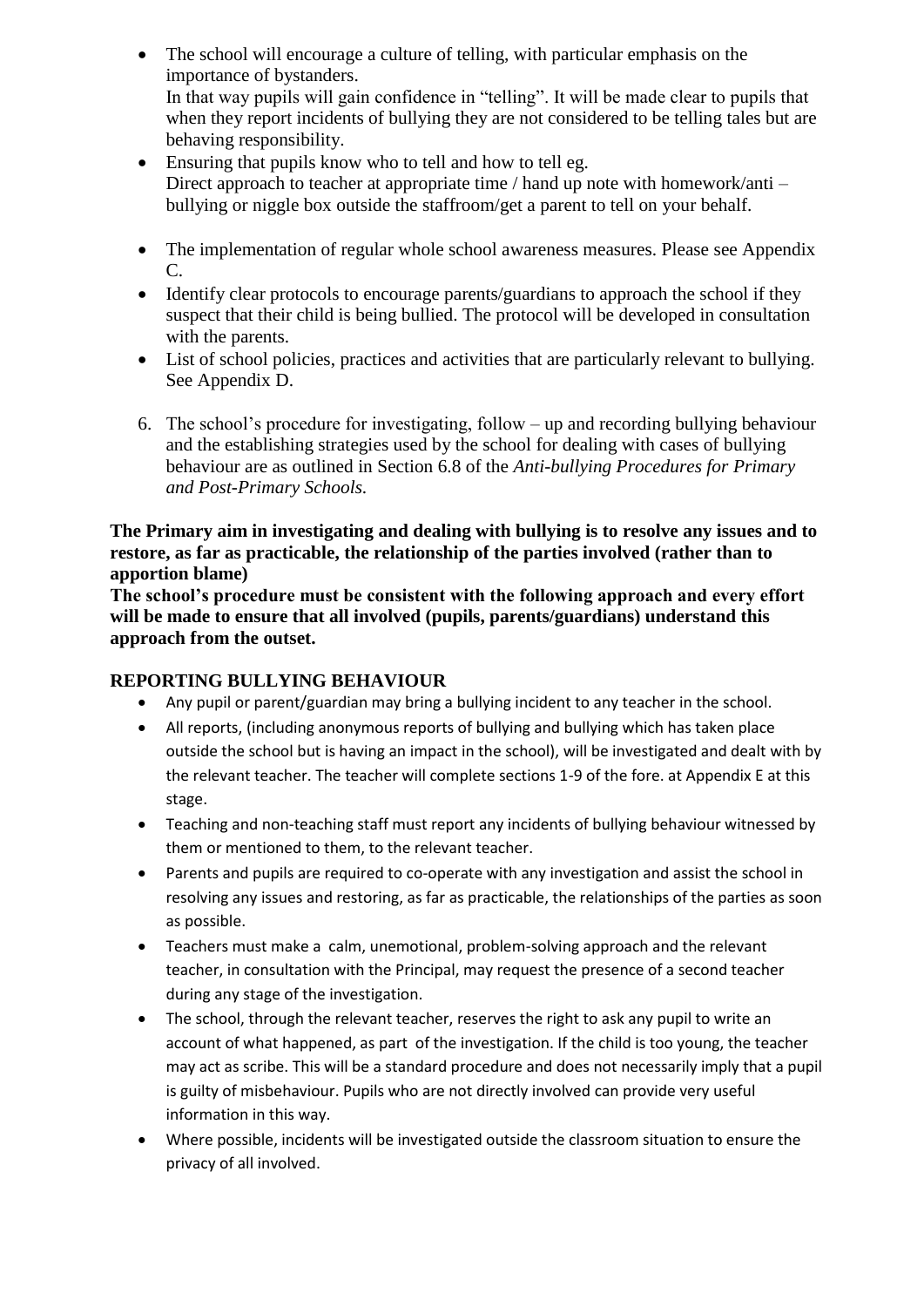- The school will encourage a culture of telling, with particular emphasis on the importance of bystanders.
  In that way pupils will gain confidence in "telling". It will be made clear to pupils that when they report incidents of bullying they are not considered to be telling tales but are behaving responsibility.
- Ensuring that pupils know who to tell and how to tell eg.
  Direct approach to teacher at appropriate time / hand up note with homework/anti – bullying or niggle box outside the staffroom/get a parent to tell on your behalf.
- The implementation of regular whole school awareness measures. Please see Appendix C.
- Identify clear protocols to encourage parents/guardians to approach the school if they suspect that their child is being bullied. The protocol will be developed in consultation with the parents.
- List of school policies, practices and activities that are particularly relevant to bullying. See Appendix D.

6. The school's procedure for investigating, follow – up and recording bullying behaviour and the establishing strategies used by the school for dealing with cases of bullying behaviour are as outlined in Section 6.8 of the *Anti-bullying Procedures for Primary and Post-Primary Schools.*

**The Primary aim in investigating and dealing with bullying is to resolve any issues and to restore, as far as practicable, the relationship of the parties involved (rather than to apportion blame)**
**The school's procedure must be consistent with the following approach and every effort will be made to ensure that all involved (pupils, parents/guardians) understand this approach from the outset.**

## REPORTING BULLYING BEHAVIOUR

- Any pupil or parent/guardian may bring a bullying incident to any teacher in the school.
- All reports, (including anonymous reports of bullying and bullying which has taken place outside the school but is having an impact in the school), will be investigated and dealt with by the relevant teacher. The teacher will complete sections 1-9 of the fore. at Appendix E at this stage.
- Teaching and non-teaching staff must report any incidents of bullying behaviour witnessed by them or mentioned to them, to the relevant teacher.
- Parents and pupils are required to co-operate with any investigation and assist the school in resolving any issues and restoring, as far as practicable, the relationships of the parties as soon as possible.
- Teachers must make a calm, unemotional, problem-solving approach and the relevant teacher, in consultation with the Principal, may request the presence of a second teacher during any stage of the investigation.
- The school, through the relevant teacher, reserves the right to ask any pupil to write an account of what happened, as part of the investigation. If the child is too young, the teacher may act as scribe. This will be a standard procedure and does not necessarily imply that a pupil is guilty of misbehaviour. Pupils who are not directly involved can provide very useful information in this way.
- Where possible, incidents will be investigated outside the classroom situation to ensure the privacy of all involved.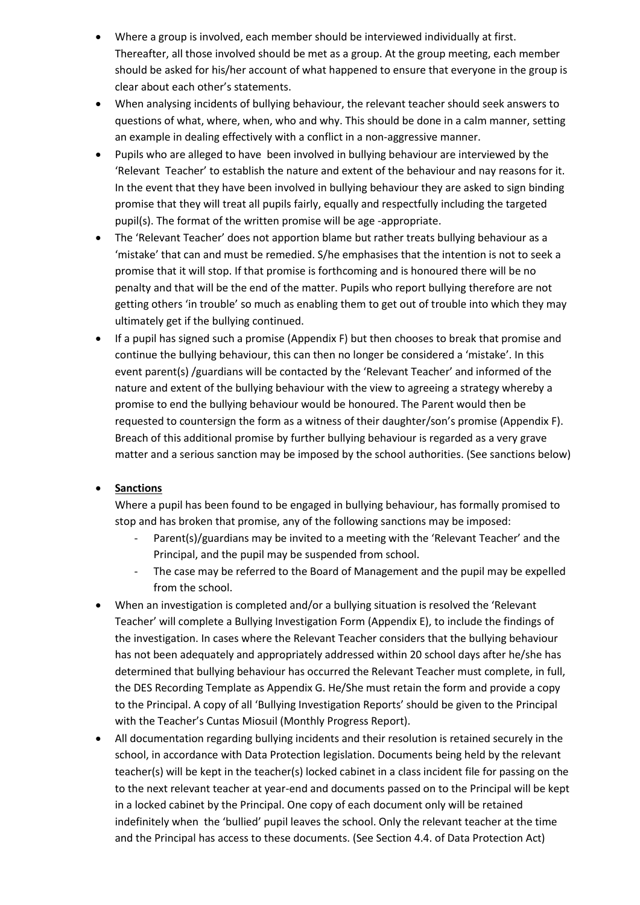- Where a group is involved, each member should be interviewed individually at first. Thereafter, all those involved should be met as a group. At the group meeting, each member should be asked for his/her account of what happened to ensure that everyone in the group is clear about each other's statements.
- When analysing incidents of bullying behaviour, the relevant teacher should seek answers to questions of what, where, when, who and why. This should be done in a calm manner, setting an example in dealing effectively with a conflict in a non-aggressive manner.
- Pupils who are alleged to have been involved in bullying behaviour are interviewed by the 'Relevant Teacher' to establish the nature and extent of the behaviour and nay reasons for it. In the event that they have been involved in bullying behaviour they are asked to sign binding promise that they will treat all pupils fairly, equally and respectfully including the targeted pupil(s). The format of the written promise will be age -appropriate.
- The 'Relevant Teacher' does not apportion blame but rather treats bullying behaviour as a 'mistake' that can and must be remedied. S/he emphasises that the intention is not to seek a promise that it will stop. If that promise is forthcoming and is honoured there will be no penalty and that will be the end of the matter. Pupils who report bullying therefore are not getting others 'in trouble' so much as enabling them to get out of trouble into which they may ultimately get if the bullying continued.
- If a pupil has signed such a promise (Appendix F) but then chooses to break that promise and continue the bullying behaviour, this can then no longer be considered a 'mistake'. In this event parent(s) /guardians will be contacted by the 'Relevant Teacher' and informed of the nature and extent of the bullying behaviour with the view to agreeing a strategy whereby a promise to end the bullying behaviour would be honoured. The Parent would then be requested to countersign the form as a witness of their daughter/son's promise (Appendix F). Breach of this additional promise by further bullying behaviour is regarded as a very grave matter and a serious sanction may be imposed by the school authorities. (See sanctions below)
- **Sanctions**

  Where a pupil has been found to be engaged in bullying behaviour, has formally promised to stop and has broken that promise, any of the following sanctions may be imposed:
  - Parent(s)/guardians may be invited to a meeting with the 'Relevant Teacher' and the Principal, and the pupil may be suspended from school.
  - The case may be referred to the Board of Management and the pupil may be expelled from the school.
- When an investigation is completed and/or a bullying situation is resolved the 'Relevant Teacher' will complete a Bullying Investigation Form (Appendix E), to include the findings of the investigation. In cases where the Relevant Teacher considers that the bullying behaviour has not been adequately and appropriately addressed within 20 school days after he/she has determined that bullying behaviour has occurred the Relevant Teacher must complete, in full, the DES Recording Template as Appendix G. He/She must retain the form and provide a copy to the Principal. A copy of all 'Bullying Investigation Reports' should be given to the Principal with the Teacher's Cuntas Miosuil (Monthly Progress Report).
- All documentation regarding bullying incidents and their resolution is retained securely in the school, in accordance with Data Protection legislation. Documents being held by the relevant teacher(s) will be kept in the teacher(s) locked cabinet in a class incident file for passing on the to the next relevant teacher at year-end and documents passed on to the Principal will be kept in a locked cabinet by the Principal. One copy of each document only will be retained indefinitely when the 'bullied' pupil leaves the school. Only the relevant teacher at the time and the Principal has access to these documents. (See Section 4.4. of Data Protection Act)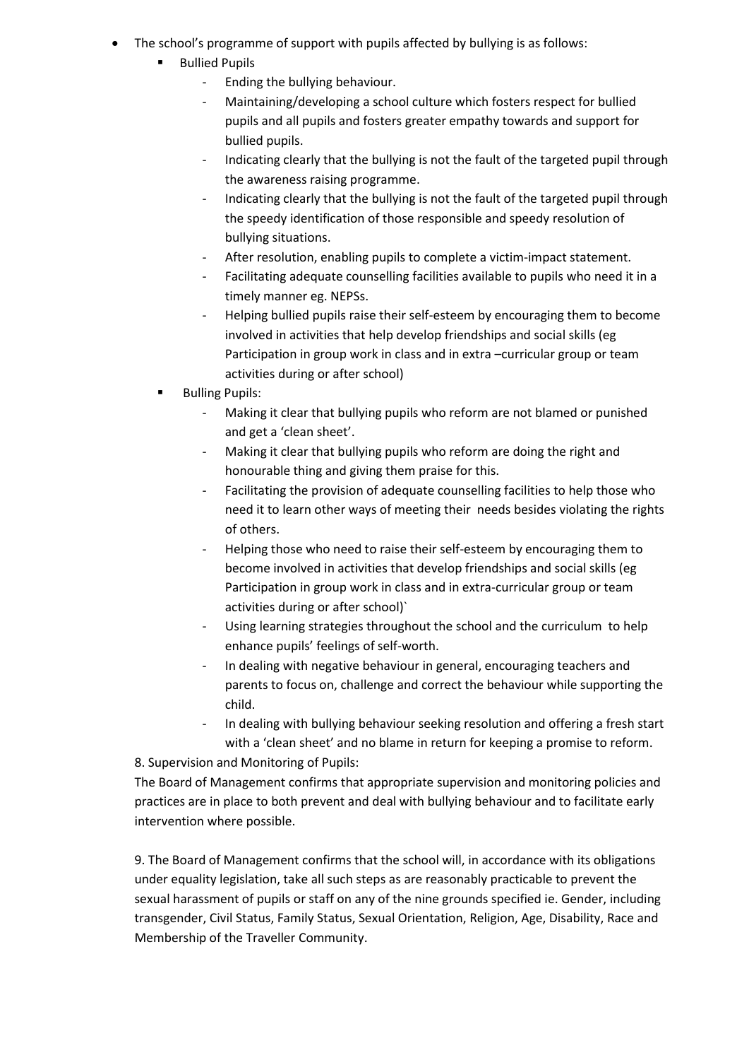- The school's programme of support with pupils affected by bullying is as follows:
  - Bullied Pupils
    - Ending the bullying behaviour.
    - Maintaining/developing a school culture which fosters respect for bullied pupils and all pupils and fosters greater empathy towards and support for bullied pupils.
    - Indicating clearly that the bullying is not the fault of the targeted pupil through the awareness raising programme.
    - Indicating clearly that the bullying is not the fault of the targeted pupil through the speedy identification of those responsible and speedy resolution of bullying situations.
    - After resolution, enabling pupils to complete a victim-impact statement.
    - Facilitating adequate counselling facilities available to pupils who need it in a timely manner eg. NEPSs.
    - Helping bullied pupils raise their self-esteem by encouraging them to become involved in activities that help develop friendships and social skills (eg Participation in group work in class and in extra –curricular group or team activities during or after school)
  - Bulling Pupils:
    - Making it clear that bullying pupils who reform are not blamed or punished and get a 'clean sheet'.
    - Making it clear that bullying pupils who reform are doing the right and honourable thing and giving them praise for this.
    - Facilitating the provision of adequate counselling facilities to help those who need it to learn other ways of meeting their needs besides violating the rights of others.
    - Helping those who need to raise their self-esteem by encouraging them to become involved in activities that develop friendships and social skills (eg Participation in group work in class and in extra-curricular group or team activities during or after school)`
    - Using learning strategies throughout the school and the curriculum to help enhance pupils' feelings of self-worth.
    - In dealing with negative behaviour in general, encouraging teachers and parents to focus on, challenge and correct the behaviour while supporting the child.
    - In dealing with bullying behaviour seeking resolution and offering a fresh start with a 'clean sheet' and no blame in return for keeping a promise to reform.

8. Supervision and Monitoring of Pupils:

The Board of Management confirms that appropriate supervision and monitoring policies and practices are in place to both prevent and deal with bullying behaviour and to facilitate early intervention where possible.

9. The Board of Management confirms that the school will, in accordance with its obligations under equality legislation, take all such steps as are reasonably practicable to prevent the sexual harassment of pupils or staff on any of the nine grounds specified ie. Gender, including transgender, Civil Status, Family Status, Sexual Orientation, Religion, Age, Disability, Race and Membership of the Traveller Community.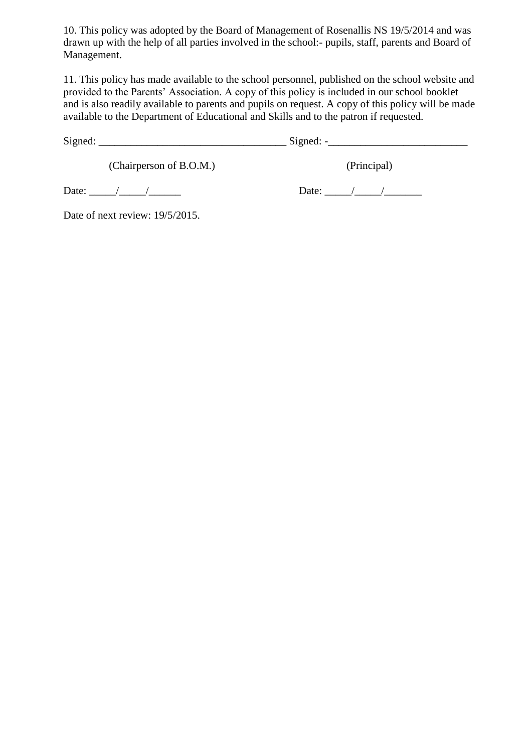10. This policy was adopted by the Board of Management of Rosenallis NS 19/5/2014 and was drawn up with the help of all parties involved in the school:- pupils, staff, parents and Board of Management.

11. This policy has made available to the school personnel, published on the school website and provided to the Parents' Association. A copy of this policy is included in our school booklet and is also readily available to parents and pupils on request. A copy of this policy will be made available to the Department of Educational and Skills and to the patron if requested.

Signed: ___________________________________ Signed: -__________________________

(Chairperson of B.O.M.) (Principal)

Date: _____/_____/______ Date: _____/_____/_______

Date of next review: 19/5/2015.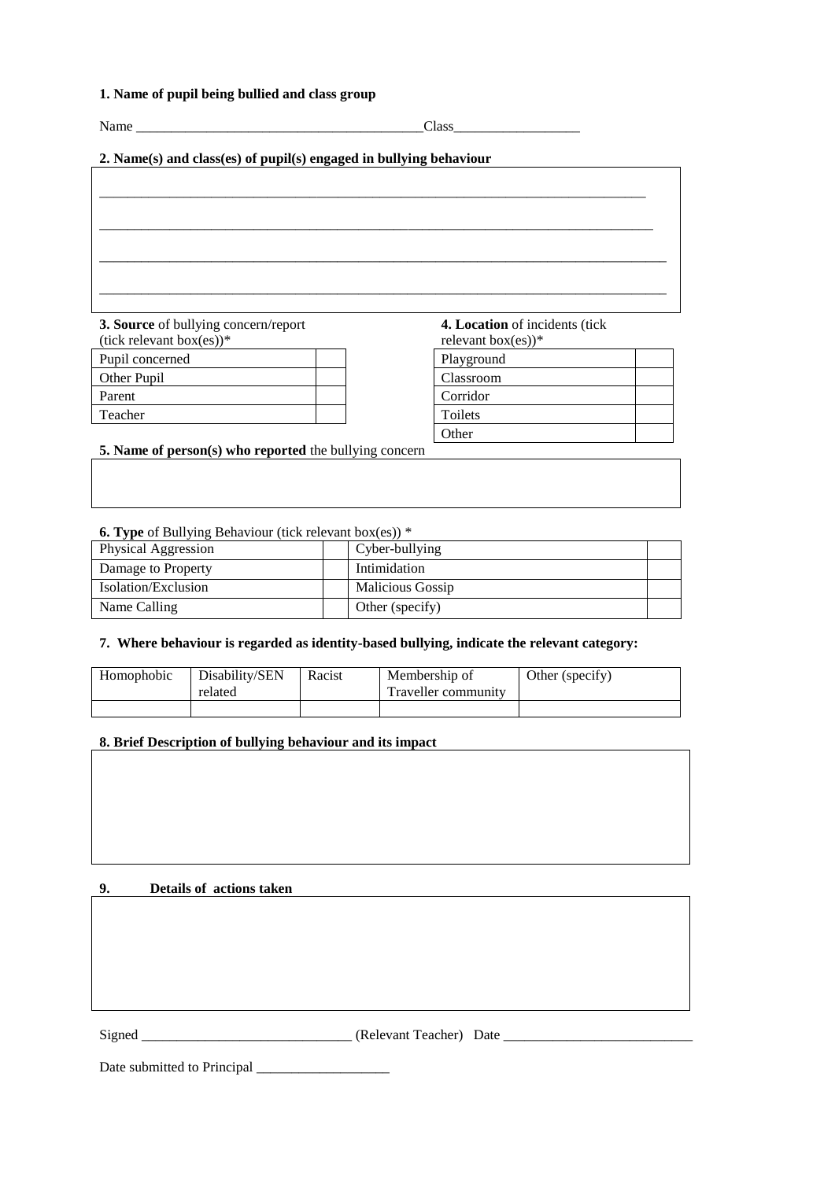**1. Name of pupil being bullied and class group**

Name ________________________________________Class__________________

**2. Name(s) and class(es) of pupil(s) engaged in bullying behaviour**

________________________________________________________________________________

________________________________________________________________________________

________________________________________________________________________________

________________________________________________________________________________

**3. Source** of bullying concern/report (tick relevant box(es))*

| | |
|---|---|
| Pupil concerned | |
| Other Pupil | |
| Parent | |
| Teacher | |

**4. Location** of incidents (tick relevant box(es))*

| | |
|---|---|
| Playground | |
| Classroom | |
| Corridor | |
| Toilets | |
| Other | |

**5. Name of person(s) who reported** the bullying concern

**6. Type** of Bullying Behaviour (tick relevant box(es)) *

| | | | |
|---|---|---|---|
| Physical Aggression | | Cyber-bullying | |
| Damage to Property | | Intimidation | |
| Isolation/Exclusion | | Malicious Gossip | |
| Name Calling | | Other (specify) | |

**7. Where behaviour is regarded as identity-based bullying, indicate the relevant category:**

| Homophobic | Disability/SEN related | Racist | Membership of Traveller community | Other (specify) |
|---|---|---|---|---|
| | | | | |

**8. Brief Description of bullying behaviour and its impact**

**9. Details of actions taken**

Signed ______________________________ (Relevant Teacher) Date ___________________________

Date submitted to Principal ___________________